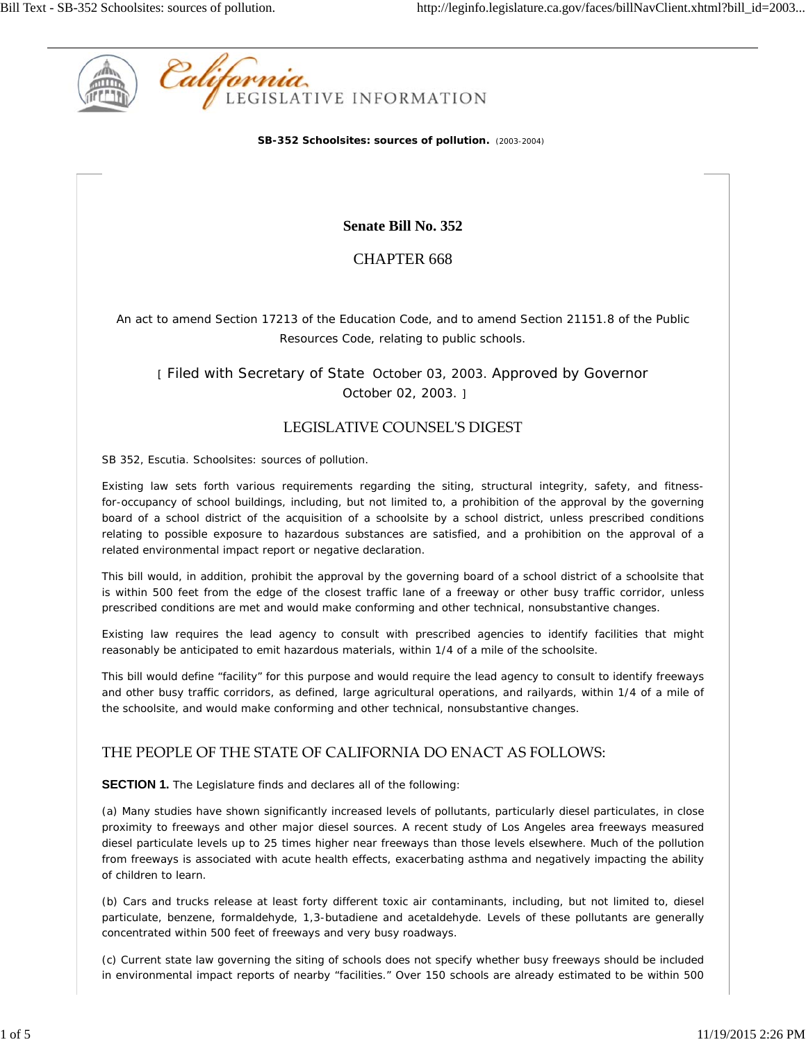**SB-352 Schoolsites: sources of pollution.** (2003-2004)

# Senate Bill No. 352

## CHAPTER 668

An act to amend Section 17213 of the Education Code, and to amend Section 21151.8 of the Public Resources Code, relating to public schools.

[ Filed with Secretary of State October 03, 2003. Approved by Governor October 02, 2003. ]

## LEGISLATIVE COUNSEL'S DIGEST

SB 352, Escutia. Schoolsites: sources of pollution.

Existing law sets forth various requirements regarding the siting, structural integrity, safety, and fitness-for-occupancy of school buildings, including, but not limited to, a prohibition of the approval by the governing board of a school district of the acquisition of a schoolsite by a school district, unless prescribed conditions relating to possible exposure to hazardous substances are satisfied, and a prohibition on the approval of a related environmental impact report or negative declaration.

This bill would, in addition, prohibit the approval by the governing board of a school district of a schoolsite that is within 500 feet from the edge of the closest traffic lane of a freeway or other busy traffic corridor, unless prescribed conditions are met and would make conforming and other technical, nonsubstantive changes.

Existing law requires the lead agency to consult with prescribed agencies to identify facilities that might reasonably be anticipated to emit hazardous materials, within 1/4 of a mile of the schoolsite.

This bill would define "facility" for this purpose and would require the lead agency to consult to identify freeways and other busy traffic corridors, as defined, large agricultural operations, and railyards, within 1/4 of a mile of the schoolsite, and would make conforming and other technical, nonsubstantive changes.

## THE PEOPLE OF THE STATE OF CALIFORNIA DO ENACT AS FOLLOWS:

**SECTION 1.** The Legislature finds and declares all of the following:

(a) Many studies have shown significantly increased levels of pollutants, particularly diesel particulates, in close proximity to freeways and other major diesel sources. A recent study of Los Angeles area freeways measured diesel particulate levels up to 25 times higher near freeways than those levels elsewhere. Much of the pollution from freeways is associated with acute health effects, exacerbating asthma and negatively impacting the ability of children to learn.

(b) Cars and trucks release at least forty different toxic air contaminants, including, but not limited to, diesel particulate, benzene, formaldehyde, 1,3-butadiene and acetaldehyde. Levels of these pollutants are generally concentrated within 500 feet of freeways and very busy roadways.

(c) Current state law governing the siting of schools does not specify whether busy freeways should be included in environmental impact reports of nearby "facilities." Over 150 schools are already estimated to be within 500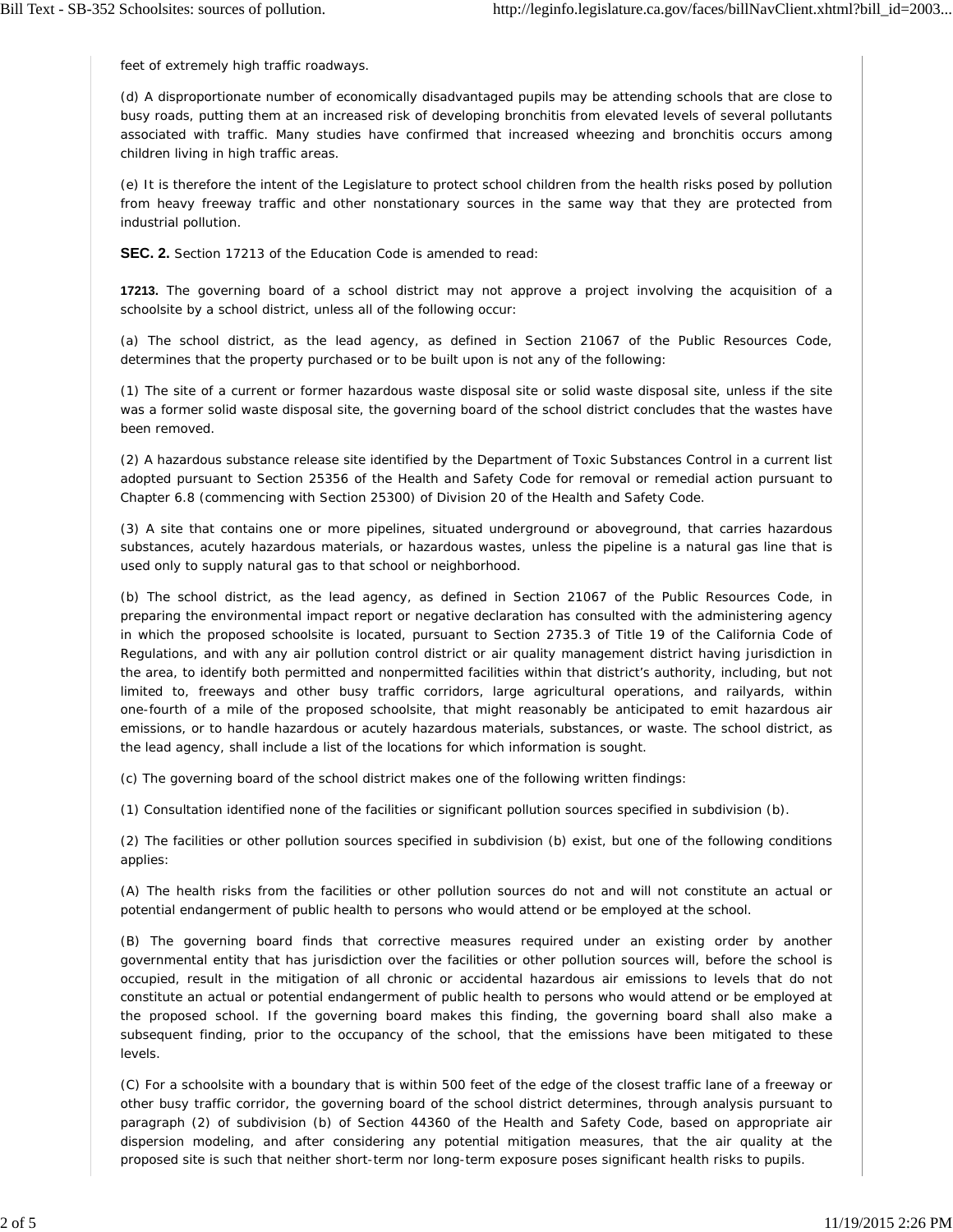feet of extremely high traffic roadways.

(d) A disproportionate number of economically disadvantaged pupils may be attending schools that are close to busy roads, putting them at an increased risk of developing bronchitis from elevated levels of several pollutants associated with traffic. Many studies have confirmed that increased wheezing and bronchitis occurs among children living in high traffic areas.

(e) It is therefore the intent of the Legislature to protect school children from the health risks posed by pollution from heavy freeway traffic and other nonstationary sources in the same way that they are protected from industrial pollution.

**SEC. 2.** Section 17213 of the Education Code is amended to read:

**17213.** The governing board of a school district may not approve a project involving the acquisition of a schoolsite by a school district, unless all of the following occur:

(a) The school district, as the lead agency, as defined in Section 21067 of the Public Resources Code, determines that the property purchased or to be built upon is not any of the following:

(1) The site of a current or former hazardous waste disposal site or solid waste disposal site, unless if the site was a former solid waste disposal site, the governing board of the school district concludes that the wastes have been removed.

(2) A hazardous substance release site identified by the Department of Toxic Substances Control in a current list adopted pursuant to Section 25356 of the Health and Safety Code for removal or remedial action pursuant to Chapter 6.8 (commencing with Section 25300) of Division 20 of the Health and Safety Code.

(3) A site that contains one or more pipelines, situated underground or aboveground, that carries hazardous substances, acutely hazardous materials, or hazardous wastes, unless the pipeline is a natural gas line that is used only to supply natural gas to that school or neighborhood.

(b) The school district, as the lead agency, as defined in Section 21067 of the Public Resources Code, in preparing the environmental impact report or negative declaration has consulted with the administering agency in which the proposed schoolsite is located, pursuant to Section 2735.3 of Title 19 of the California Code of Regulations, and with any air pollution control district or air quality management district having jurisdiction in the area, to identify both permitted and nonpermitted facilities within that district's authority, including, but not limited to, freeways and other busy traffic corridors, large agricultural operations, and railyards, within one-fourth of a mile of the proposed schoolsite, that might reasonably be anticipated to emit hazardous air emissions, or to handle hazardous or acutely hazardous materials, substances, or waste. The school district, as the lead agency, shall include a list of the locations for which information is sought.

(c) The governing board of the school district makes one of the following written findings:

(1) Consultation identified none of the facilities or significant pollution sources specified in subdivision (b).

(2) The facilities or other pollution sources specified in subdivision (b) exist, but one of the following conditions applies:

(A) The health risks from the facilities or other pollution sources do not and will not constitute an actual or potential endangerment of public health to persons who would attend or be employed at the school.

(B) The governing board finds that corrective measures required under an existing order by another governmental entity that has jurisdiction over the facilities or other pollution sources will, before the school is occupied, result in the mitigation of all chronic or accidental hazardous air emissions to levels that do not constitute an actual or potential endangerment of public health to persons who would attend or be employed at the proposed school. If the governing board makes this finding, the governing board shall also make a subsequent finding, prior to the occupancy of the school, that the emissions have been mitigated to these levels.

(C) For a schoolsite with a boundary that is within 500 feet of the edge of the closest traffic lane of a freeway or other busy traffic corridor, the governing board of the school district determines, through analysis pursuant to paragraph (2) of subdivision (b) of Section 44360 of the Health and Safety Code, based on appropriate air dispersion modeling, and after considering any potential mitigation measures, that the air quality at the proposed site is such that neither short-term nor long-term exposure poses significant health risks to pupils.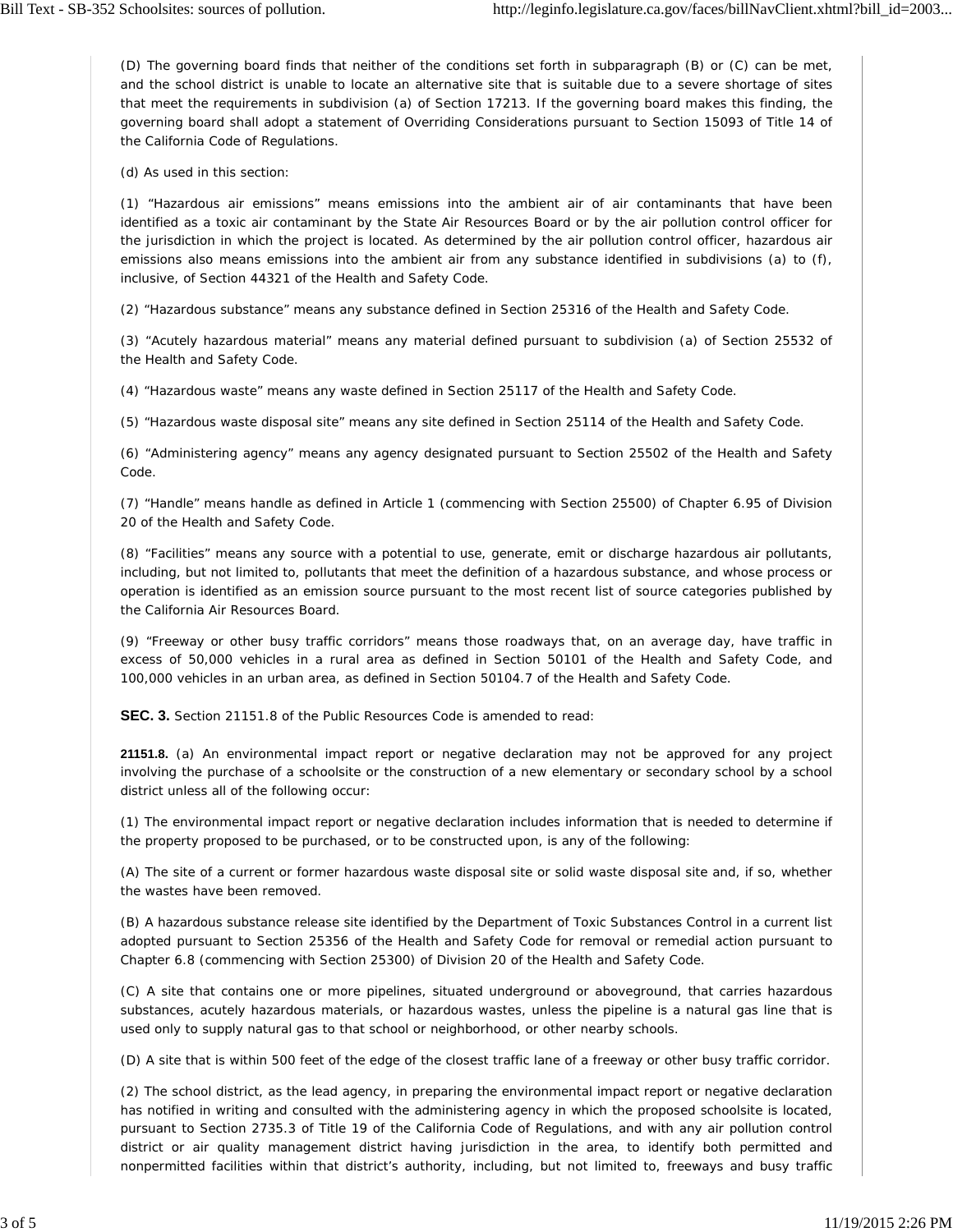(D) The governing board finds that neither of the conditions set forth in subparagraph (B) or (C) can be met, and the school district is unable to locate an alternative site that is suitable due to a severe shortage of sites that meet the requirements in subdivision (a) of Section 17213. If the governing board makes this finding, the governing board shall adopt a statement of Overriding Considerations pursuant to Section 15093 of Title 14 of the California Code of Regulations.

(d) As used in this section:

(1) "Hazardous air emissions" means emissions into the ambient air of air contaminants that have been identified as a toxic air contaminant by the State Air Resources Board or by the air pollution control officer for the jurisdiction in which the project is located. As determined by the air pollution control officer, hazardous air emissions also means emissions into the ambient air from any substance identified in subdivisions (a) to (f), inclusive, of Section 44321 of the Health and Safety Code.

(2) "Hazardous substance" means any substance defined in Section 25316 of the Health and Safety Code.

(3) "Acutely hazardous material" means any material defined pursuant to subdivision (a) of Section 25532 of the Health and Safety Code.

(4) "Hazardous waste" means any waste defined in Section 25117 of the Health and Safety Code.

(5) "Hazardous waste disposal site" means any site defined in Section 25114 of the Health and Safety Code.

(6) "Administering agency" means any agency designated pursuant to Section 25502 of the Health and Safety Code.

(7) "Handle" means handle as defined in Article 1 (commencing with Section 25500) of Chapter 6.95 of Division 20 of the Health and Safety Code.

(8) "Facilities" means any source with a potential to use, generate, emit or discharge hazardous air pollutants, including, but not limited to, pollutants that meet the definition of a hazardous substance, and whose process or operation is identified as an emission source pursuant to the most recent list of source categories published by the California Air Resources Board.

(9) "Freeway or other busy traffic corridors" means those roadways that, on an average day, have traffic in excess of 50,000 vehicles in a rural area as defined in Section 50101 of the Health and Safety Code, and 100,000 vehicles in an urban area, as defined in Section 50104.7 of the Health and Safety Code.

**SEC. 3.** Section 21151.8 of the Public Resources Code is amended to read:

**21151.8.** (a) An environmental impact report or negative declaration may not be approved for any project involving the purchase of a schoolsite or the construction of a new elementary or secondary school by a school district unless all of the following occur:

(1) The environmental impact report or negative declaration includes information that is needed to determine if the property proposed to be purchased, or to be constructed upon, is any of the following:

(A) The site of a current or former hazardous waste disposal site or solid waste disposal site and, if so, whether the wastes have been removed.

(B) A hazardous substance release site identified by the Department of Toxic Substances Control in a current list adopted pursuant to Section 25356 of the Health and Safety Code for removal or remedial action pursuant to Chapter 6.8 (commencing with Section 25300) of Division 20 of the Health and Safety Code.

(C) A site that contains one or more pipelines, situated underground or aboveground, that carries hazardous substances, acutely hazardous materials, or hazardous wastes, unless the pipeline is a natural gas line that is used only to supply natural gas to that school or neighborhood, or other nearby schools.

(D) A site that is within 500 feet of the edge of the closest traffic lane of a freeway or other busy traffic corridor.

(2) The school district, as the lead agency, in preparing the environmental impact report or negative declaration has notified in writing and consulted with the administering agency in which the proposed schoolsite is located, pursuant to Section 2735.3 of Title 19 of the California Code of Regulations, and with any air pollution control district or air quality management district having jurisdiction in the area, to identify both permitted and nonpermitted facilities within that district's authority, including, but not limited to, freeways and busy traffic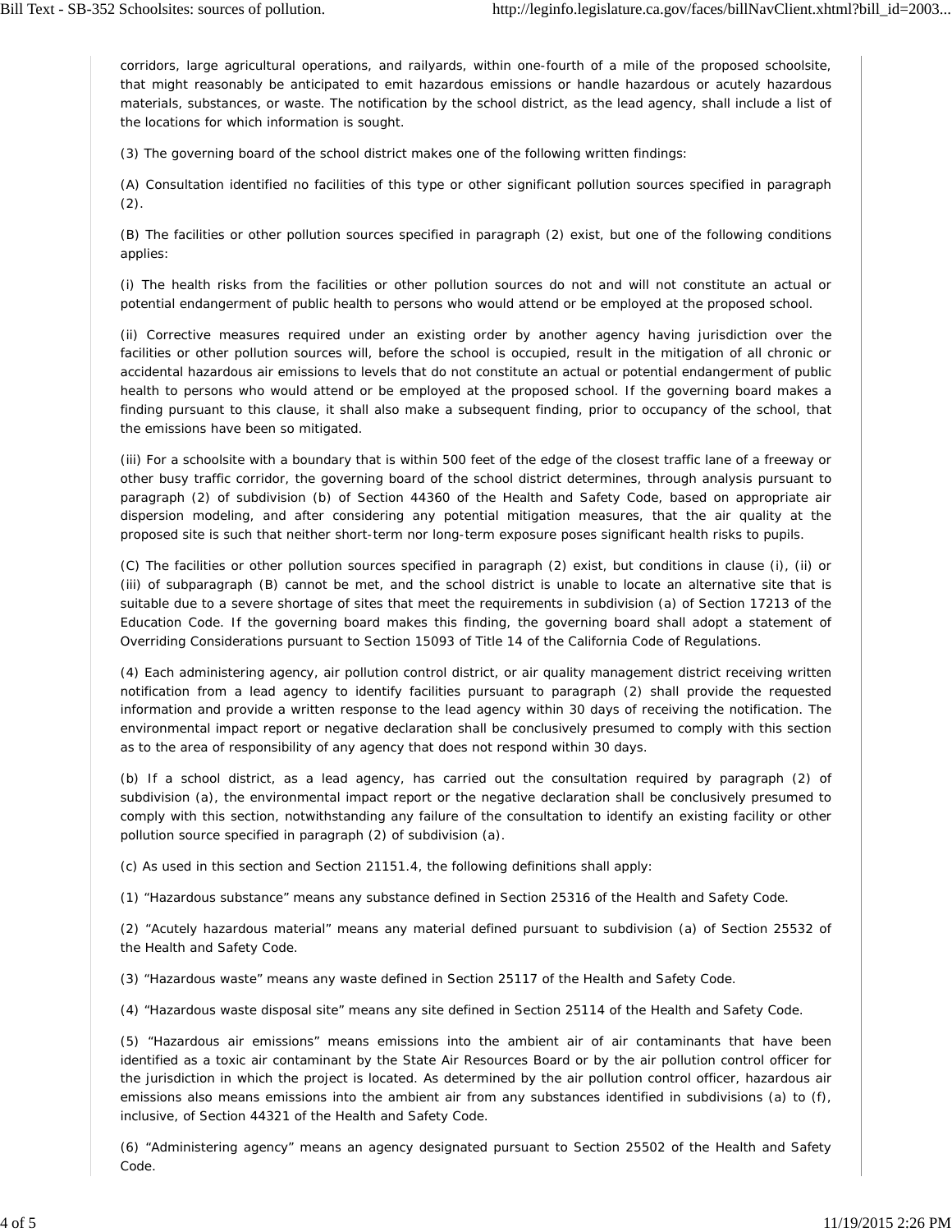corridors, large agricultural operations, and railyards, within one-fourth of a mile of the proposed schoolsite, that might reasonably be anticipated to emit hazardous emissions or handle hazardous or acutely hazardous materials, substances, or waste. The notification by the school district, as the lead agency, shall include a list of the locations for which information is sought.

(3) The governing board of the school district makes one of the following written findings:

(A) Consultation identified no facilities of this type or other significant pollution sources specified in paragraph (2).

(B) The facilities or other pollution sources specified in paragraph (2) exist, but one of the following conditions applies:

(i) The health risks from the facilities or other pollution sources do not and will not constitute an actual or potential endangerment of public health to persons who would attend or be employed at the proposed school.

(ii) Corrective measures required under an existing order by another agency having jurisdiction over the facilities or other pollution sources will, before the school is occupied, result in the mitigation of all chronic or accidental hazardous air emissions to levels that do not constitute an actual or potential endangerment of public health to persons who would attend or be employed at the proposed school. If the governing board makes a finding pursuant to this clause, it shall also make a subsequent finding, prior to occupancy of the school, that the emissions have been so mitigated.

(iii) For a schoolsite with a boundary that is within 500 feet of the edge of the closest traffic lane of a freeway or other busy traffic corridor, the governing board of the school district determines, through analysis pursuant to paragraph (2) of subdivision (b) of Section 44360 of the Health and Safety Code, based on appropriate air dispersion modeling, and after considering any potential mitigation measures, that the air quality at the proposed site is such that neither short-term nor long-term exposure poses significant health risks to pupils.

(C) The facilities or other pollution sources specified in paragraph (2) exist, but conditions in clause (i), (ii) or (iii) of subparagraph (B) cannot be met, and the school district is unable to locate an alternative site that is suitable due to a severe shortage of sites that meet the requirements in subdivision (a) of Section 17213 of the Education Code. If the governing board makes this finding, the governing board shall adopt a statement of Overriding Considerations pursuant to Section 15093 of Title 14 of the California Code of Regulations.

(4) Each administering agency, air pollution control district, or air quality management district receiving written notification from a lead agency to identify facilities pursuant to paragraph (2) shall provide the requested information and provide a written response to the lead agency within 30 days of receiving the notification. The environmental impact report or negative declaration shall be conclusively presumed to comply with this section as to the area of responsibility of any agency that does not respond within 30 days.

(b) If a school district, as a lead agency, has carried out the consultation required by paragraph (2) of subdivision (a), the environmental impact report or the negative declaration shall be conclusively presumed to comply with this section, notwithstanding any failure of the consultation to identify an existing facility or other pollution source specified in paragraph (2) of subdivision (a).

(c) As used in this section and Section 21151.4, the following definitions shall apply:

(1) "Hazardous substance" means any substance defined in Section 25316 of the Health and Safety Code.

(2) "Acutely hazardous material" means any material defined pursuant to subdivision (a) of Section 25532 of the Health and Safety Code.

(3) "Hazardous waste" means any waste defined in Section 25117 of the Health and Safety Code.

(4) "Hazardous waste disposal site" means any site defined in Section 25114 of the Health and Safety Code.

(5) "Hazardous air emissions" means emissions into the ambient air of air contaminants that have been identified as a toxic air contaminant by the State Air Resources Board or by the air pollution control officer for the jurisdiction in which the project is located. As determined by the air pollution control officer, hazardous air emissions also means emissions into the ambient air from any substances identified in subdivisions (a) to (f), inclusive, of Section 44321 of the Health and Safety Code.

(6) "Administering agency" means an agency designated pursuant to Section 25502 of the Health and Safety Code.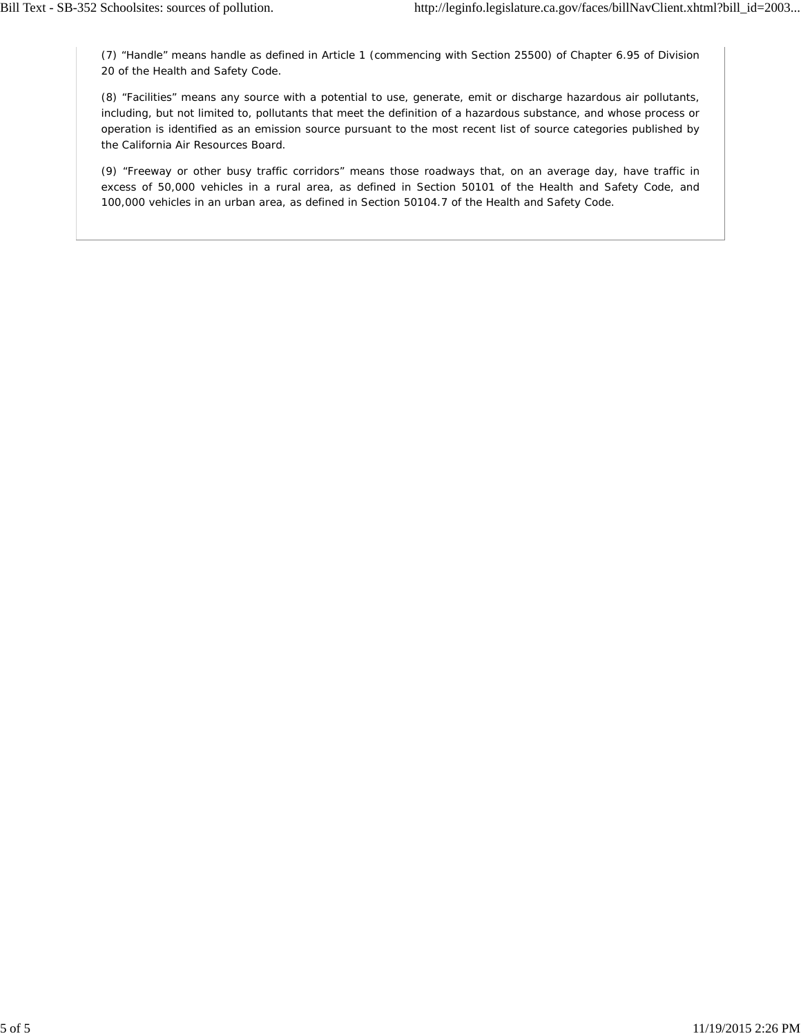(7) “Handle” means handle as defined in Article 1 (commencing with Section 25500) of Chapter 6.95 of Division 20 of the Health and Safety Code.

(8) “Facilities” means any source with a potential to use, generate, emit or discharge hazardous air pollutants, including, but not limited to, pollutants that meet the definition of a hazardous substance, and whose process or operation is identified as an emission source pursuant to the most recent list of source categories published by the California Air Resources Board.

(9) “Freeway or other busy traffic corridors” means those roadways that, on an average day, have traffic in excess of 50,000 vehicles in a rural area, as defined in Section 50101 of the Health and Safety Code, and 100,000 vehicles in an urban area, as defined in Section 50104.7 of the Health and Safety Code.